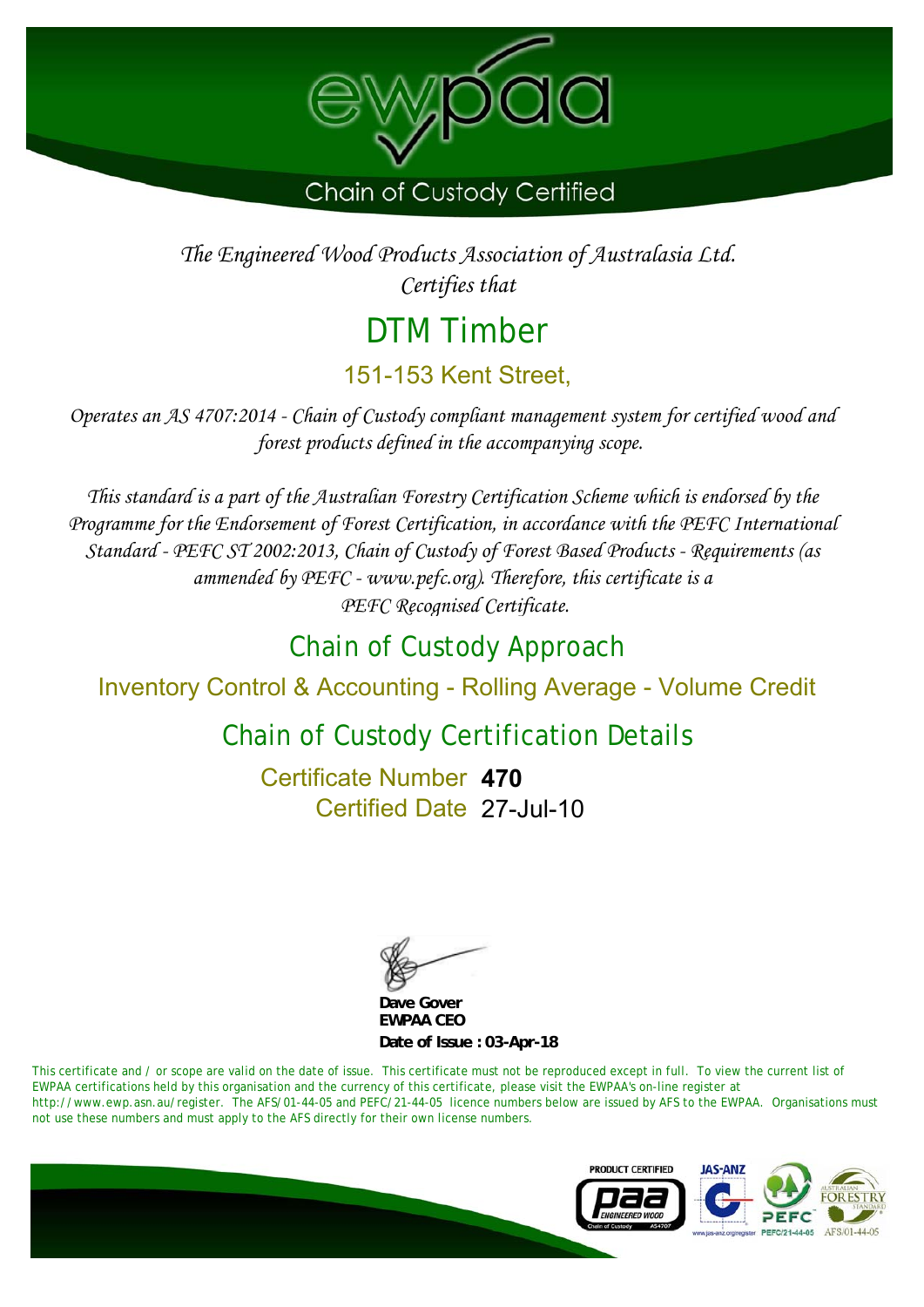ewpaa

Chain of Custody Certified

*The Engineered Wood Products Association of Australasia Ltd.*
*Certifies that*

# DTM Timber

## 151-153 Kent Street,

*Operates an AS 4707:2014 - Chain of Custody compliant management system for certified wood and forest products defined in the accompanying scope.*

*This standard is a part of the Australian Forestry Certification Scheme which is endorsed by the Programme for the Endorsement of Forest Certification, in accordance with the PEFC International Standard - PEFC ST 2002:2013, Chain of Custody of Forest Based Products - Requirements (as ammended by PEFC - www.pefc.org). Therefore, this certificate is a PEFC Recognised Certificate.*

## Chain of Custody Approach

Inventory Control & Accounting - Rolling Average - Volume Credit

## Chain of Custody Certification Details

Certificate Number **470**
Certified Date 27-Jul-10

**Dave Gover**
**EWPAA CEO**
**Date of Issue : 03-Apr-18**

This certificate and / or scope are valid on the date of issue. This certificate must not be reproduced except in full. To view the current list of EWPAA certifications held by this organisation and the currency of this certificate, please visit the EWPAA's on-line register at http://www.ewp.asn.au/register. The AFS/01-44-05 and PEFC/21-44-05 licence numbers below are issued by AFS to the EWPAA. Organisations must not use these numbers and must apply to the AFS directly for their own license numbers.

PRODUCT CERTIFIED paa ENGINEERED WOOD Chain of Custody AS4707 | JAS-ANZ www.jas-anz.org/register | PEFC PEFC/21-44-05 | AUSTRALIAN FORESTRY STANDARD AFS/01-44-05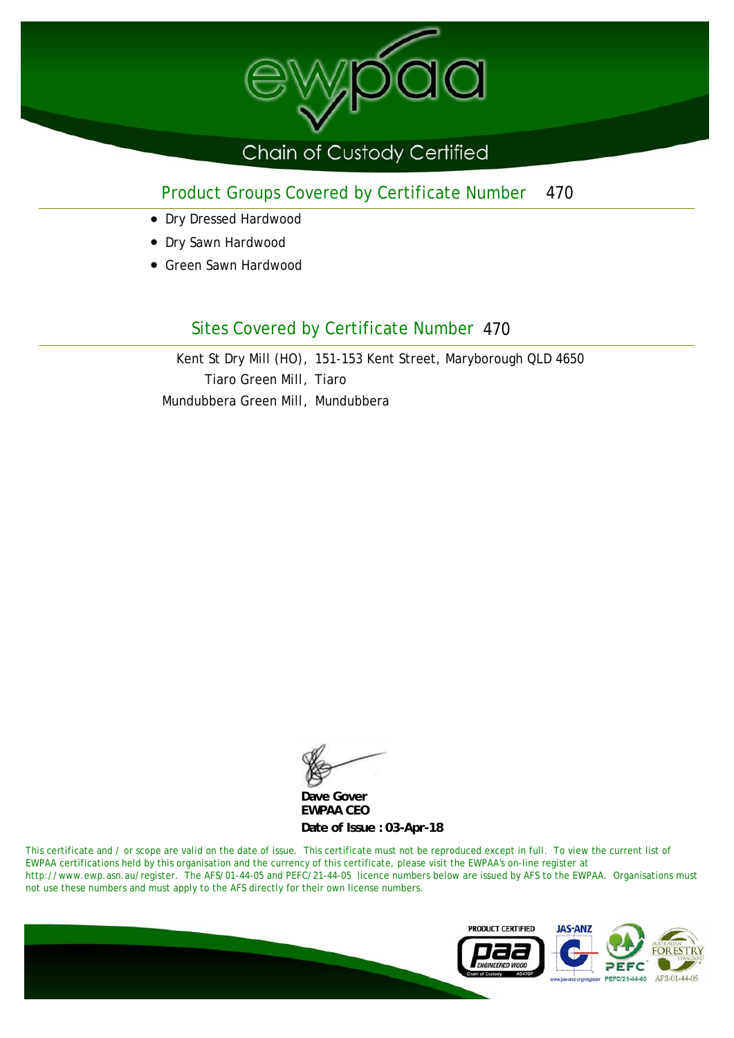# ewpaa

## Chain of Custody Certified

### Product Groups Covered by Certificate Number 470

- Dry Dressed Hardwood
- Dry Sawn Hardwood
- Green Sawn Hardwood

### Sites Covered by Certificate Number 470

Kent St Dry Mill (HO), 151-153 Kent Street, Maryborough QLD 4650
Tiaro Green Mill, Tiaro
Mundubbera Green Mill, Mundubbera

**Dave Gover**
**EWPAA CEO**
**Date of Issue : 03-Apr-18**

This certificate and / or scope are valid on the date of issue. This certificate must not be reproduced except in full. To view the current list of EWPAA certifications held by this organisation and the currency of this certificate, please visit the EWPAA's on-line register at http://www.ewp.asn.au/register. The AFS/01-44-05 and PEFC/21-44-05 licence numbers below are issued by AFS to the EWPAA. Organisations must not use these numbers and must apply to the AFS directly for their own license numbers.

PRODUCT CERTIFIED paa ENGINEERED WOOD Chain of Custody AS4707 JAS-ANZ www.jas-anz.org/register PEFC PEFC/21-44-05 AUSTRALIAN FORESTRY STANDARD AFS/01-44-05